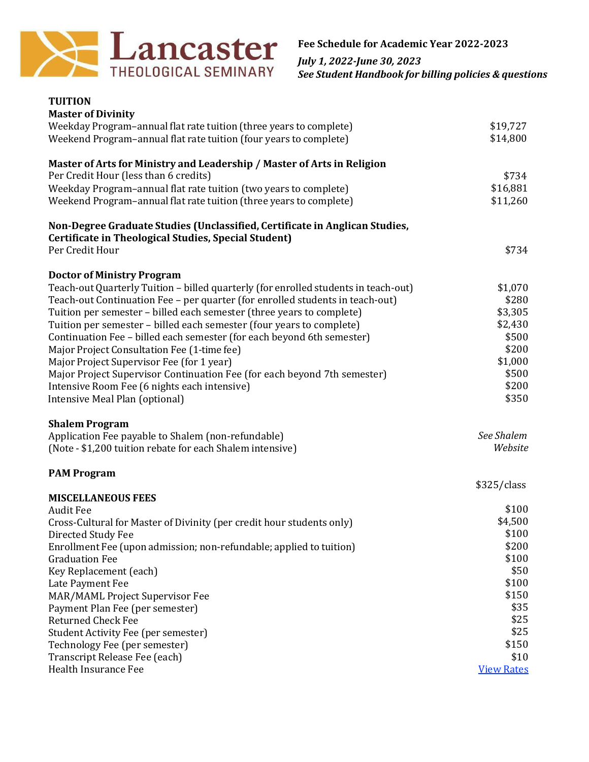Lancaster THEOLOGICAL SEMINARY

**Fee Schedule for Academic Year 2022-2023**

***July 1, 2022-June 30, 2023***
***See Student Handbook for billing policies & questions***

## TUITION

| **Master of Divinity** | |
|---|---|
| Weekday Program–annual flat rate tuition (three years to complete) | $19,727 |
| Weekend Program–annual flat rate tuition (four years to complete) | $14,800 |
| **Master of Arts for Ministry and Leadership / Master of Arts in Religion** | |
| Per Credit Hour (less than 6 credits) | $734 |
| Weekday Program–annual flat rate tuition (two years to complete) | $16,881 |
| Weekend Program–annual flat rate tuition (three years to complete) | $11,260 |
| **Non-Degree Graduate Studies (Unclassified, Certificate in Anglican Studies, Certificate in Theological Studies, Special Student)** | |
| Per Credit Hour | $734 |
| **Doctor of Ministry Program** | |
| Teach-out Quarterly Tuition – billed quarterly (for enrolled students in teach-out) | $1,070 |
| Teach-out Continuation Fee – per quarter (for enrolled students in teach-out) | $280 |
| Tuition per semester – billed each semester (three years to complete) | $3,305 |
| Tuition per semester – billed each semester (four years to complete) | $2,430 |
| Continuation Fee – billed each semester (for each beyond 6th semester) | $500 |
| Major Project Consultation Fee (1-time fee) | $200 |
| Major Project Supervisor Fee (for 1 year) | $1,000 |
| Major Project Supervisor Continuation Fee (for each beyond 7th semester) | $500 |
| Intensive Room Fee (6 nights each intensive) | $200 |
| Intensive Meal Plan (optional) | $350 |
| **Shalem Program** | |
| Application Fee payable to Shalem (non-refundable) (Note - $1,200 tuition rebate for each Shalem intensive) | *See Shalem Website* |
| **PAM Program** | $325/class |

## MISCELLANEOUS FEES

| | |
|---|---|
| Audit Fee | $100 |
| Cross-Cultural for Master of Divinity (per credit hour students only) | $4,500 |
| Directed Study Fee | $100 |
| Enrollment Fee (upon admission; non-refundable; applied to tuition) | $200 |
| Graduation Fee | $100 |
| Key Replacement (each) | $50 |
| Late Payment Fee | $100 |
| MAR/MAML Project Supervisor Fee | $150 |
| Payment Plan Fee (per semester) | $35 |
| Returned Check Fee | $25 |
| Student Activity Fee (per semester) | $25 |
| Technology Fee (per semester) | $150 |
| Transcript Release Fee (each) | $10 |
| Health Insurance Fee | View Rates |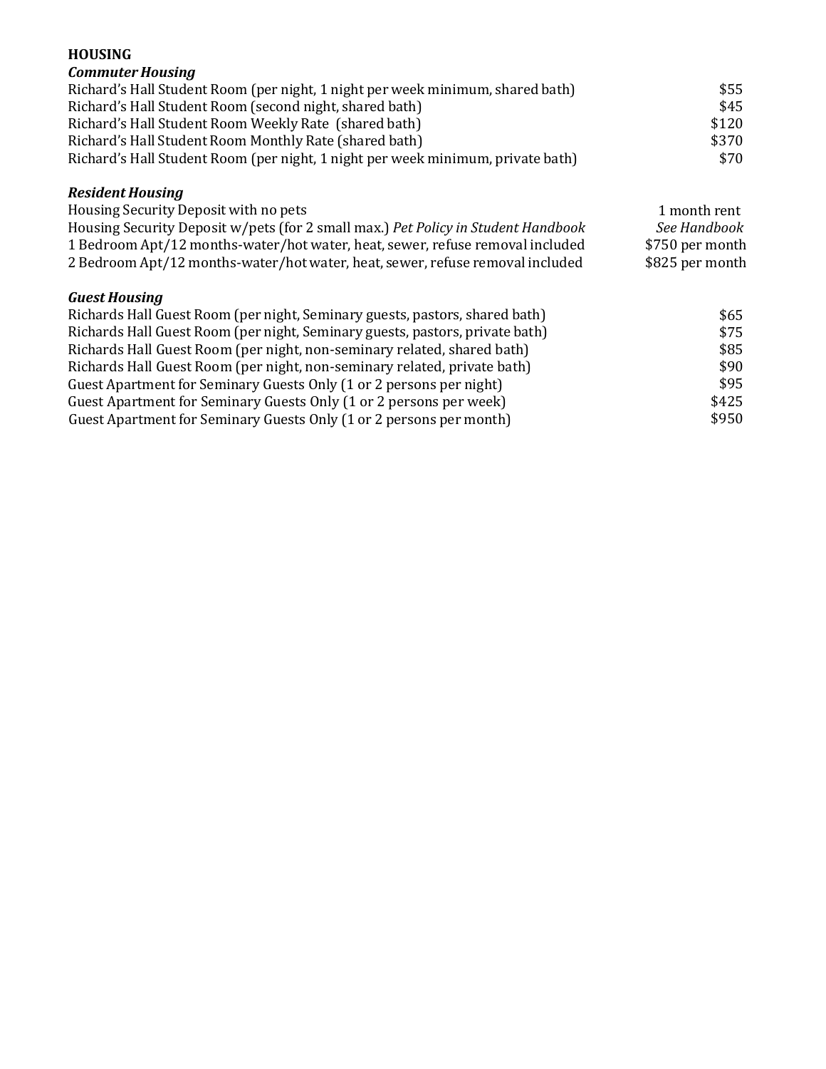## HOUSING

### *Commuter Housing*

| | |
|---|---|
| Richard's Hall Student Room (per night, 1 night per week minimum, shared bath) | $55 |
| Richard's Hall Student Room (second night, shared bath) | $45 |
| Richard's Hall Student Room Weekly Rate (shared bath) | $120 |
| Richard's Hall Student Room Monthly Rate (shared bath) | $370 |
| Richard's Hall Student Room (per night, 1 night per week minimum, private bath) | $70 |

### *Resident Housing*

| | |
|---|---|
| Housing Security Deposit with no pets | 1 month rent |
| Housing Security Deposit w/pets (for 2 small max.) *Pet Policy in Student Handbook* | *See Handbook* |
| 1 Bedroom Apt/12 months-water/hot water, heat, sewer, refuse removal included | $750 per month |
| 2 Bedroom Apt/12 months-water/hot water, heat, sewer, refuse removal included | $825 per month |

### *Guest Housing*

| | |
|---|---|
| Richards Hall Guest Room (per night, Seminary guests, pastors, shared bath) | $65 |
| Richards Hall Guest Room (per night, Seminary guests, pastors, private bath) | $75 |
| Richards Hall Guest Room (per night, non-seminary related, shared bath) | $85 |
| Richards Hall Guest Room (per night, non-seminary related, private bath) | $90 |
| Guest Apartment for Seminary Guests Only (1 or 2 persons per night) | $95 |
| Guest Apartment for Seminary Guests Only (1 or 2 persons per week) | $425 |
| Guest Apartment for Seminary Guests Only (1 or 2 persons per month) | $950 |